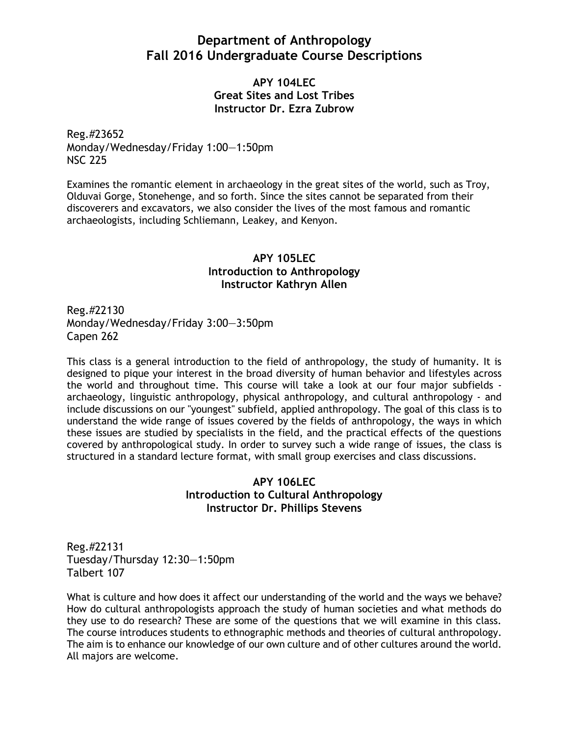# Department of Anthropology
# Fall 2016 Undergraduate Course Descriptions

### APY 104LEC
### Great Sites and Lost Tribes
### Instructor Dr. Ezra Zubrow

Reg.#23652
Monday/Wednesday/Friday 1:00—1:50pm
NSC 225

Examines the romantic element in archaeology in the great sites of the world, such as Troy, Olduvai Gorge, Stonehenge, and so forth. Since the sites cannot be separated from their discoverers and excavators, we also consider the lives of the most famous and romantic archaeologists, including Schliemann, Leakey, and Kenyon.

### APY 105LEC
### Introduction to Anthropology
### Instructor Kathryn Allen

Reg.#22130
Monday/Wednesday/Friday 3:00—3:50pm
Capen 262

This class is a general introduction to the field of anthropology, the study of humanity. It is designed to pique your interest in the broad diversity of human behavior and lifestyles across the world and throughout time. This course will take a look at our four major subfields - archaeology, linguistic anthropology, physical anthropology, and cultural anthropology - and include discussions on our "youngest" subfield, applied anthropology. The goal of this class is to understand the wide range of issues covered by the fields of anthropology, the ways in which these issues are studied by specialists in the field, and the practical effects of the questions covered by anthropological study. In order to survey such a wide range of issues, the class is structured in a standard lecture format, with small group exercises and class discussions.

### APY 106LEC
### Introduction to Cultural Anthropology
### Instructor Dr. Phillips Stevens

Reg.#22131
Tuesday/Thursday 12:30—1:50pm
Talbert 107

What is culture and how does it affect our understanding of the world and the ways we behave? How do cultural anthropologists approach the study of human societies and what methods do they use to do research? These are some of the questions that we will examine in this class. The course introduces students to ethnographic methods and theories of cultural anthropology. The aim is to enhance our knowledge of our own culture and of other cultures around the world. All majors are welcome.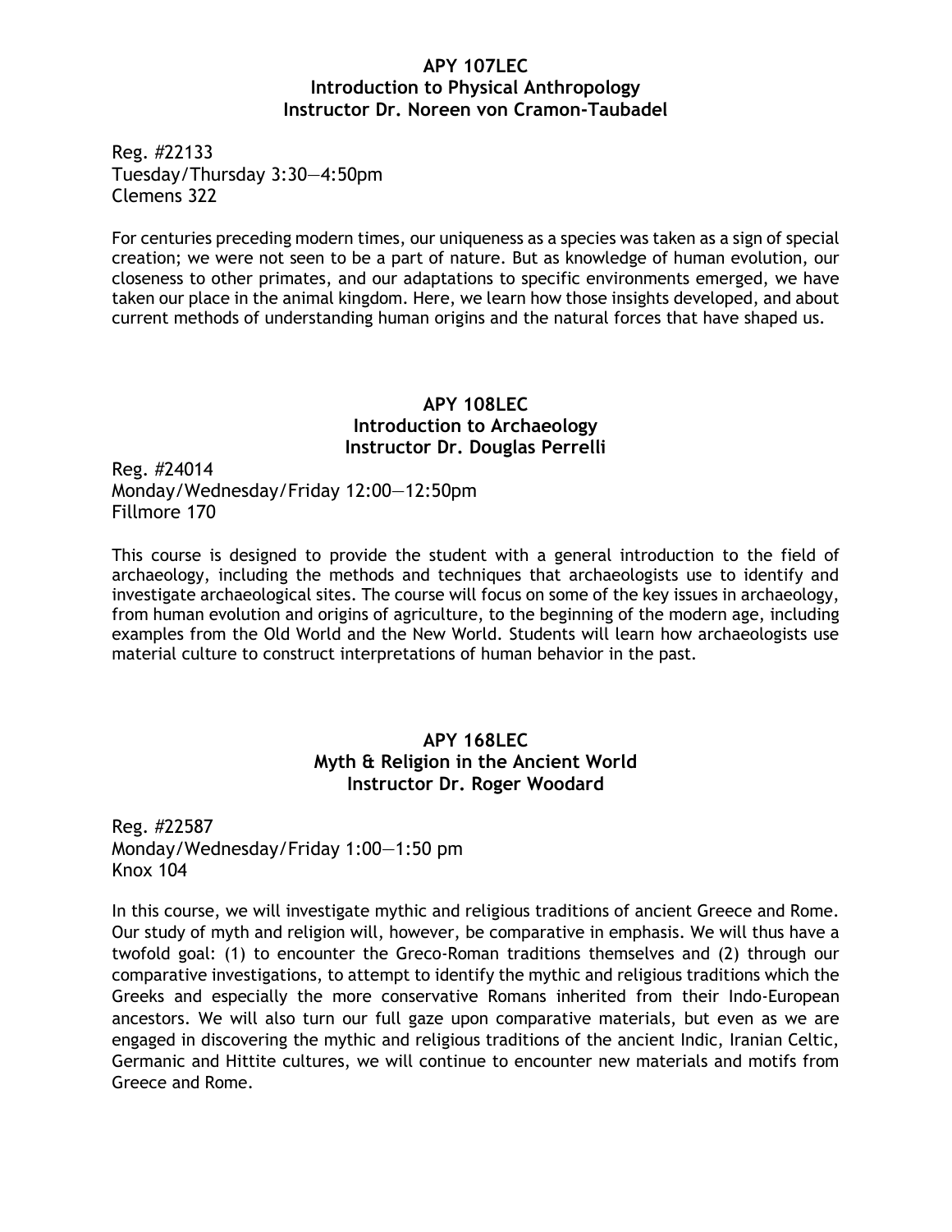## APY 107LEC
## Introduction to Physical Anthropology
## Instructor Dr. Noreen von Cramon-Taubadel

Reg. #22133
Tuesday/Thursday 3:30—4:50pm
Clemens 322

For centuries preceding modern times, our uniqueness as a species was taken as a sign of special creation; we were not seen to be a part of nature. But as knowledge of human evolution, our closeness to other primates, and our adaptations to specific environments emerged, we have taken our place in the animal kingdom. Here, we learn how those insights developed, and about current methods of understanding human origins and the natural forces that have shaped us.

## APY 108LEC
## Introduction to Archaeology
## Instructor Dr. Douglas Perrelli

Reg. #24014
Monday/Wednesday/Friday 12:00—12:50pm
Fillmore 170

This course is designed to provide the student with a general introduction to the field of archaeology, including the methods and techniques that archaeologists use to identify and investigate archaeological sites. The course will focus on some of the key issues in archaeology, from human evolution and origins of agriculture, to the beginning of the modern age, including examples from the Old World and the New World. Students will learn how archaeologists use material culture to construct interpretations of human behavior in the past.

## APY 168LEC
## Myth & Religion in the Ancient World
## Instructor Dr. Roger Woodard

Reg. #22587
Monday/Wednesday/Friday 1:00—1:50 pm
Knox 104

In this course, we will investigate mythic and religious traditions of ancient Greece and Rome. Our study of myth and religion will, however, be comparative in emphasis. We will thus have a twofold goal: (1) to encounter the Greco-Roman traditions themselves and (2) through our comparative investigations, to attempt to identify the mythic and religious traditions which the Greeks and especially the more conservative Romans inherited from their Indo-European ancestors. We will also turn our full gaze upon comparative materials, but even as we are engaged in discovering the mythic and religious traditions of the ancient Indic, Iranian Celtic, Germanic and Hittite cultures, we will continue to encounter new materials and motifs from Greece and Rome.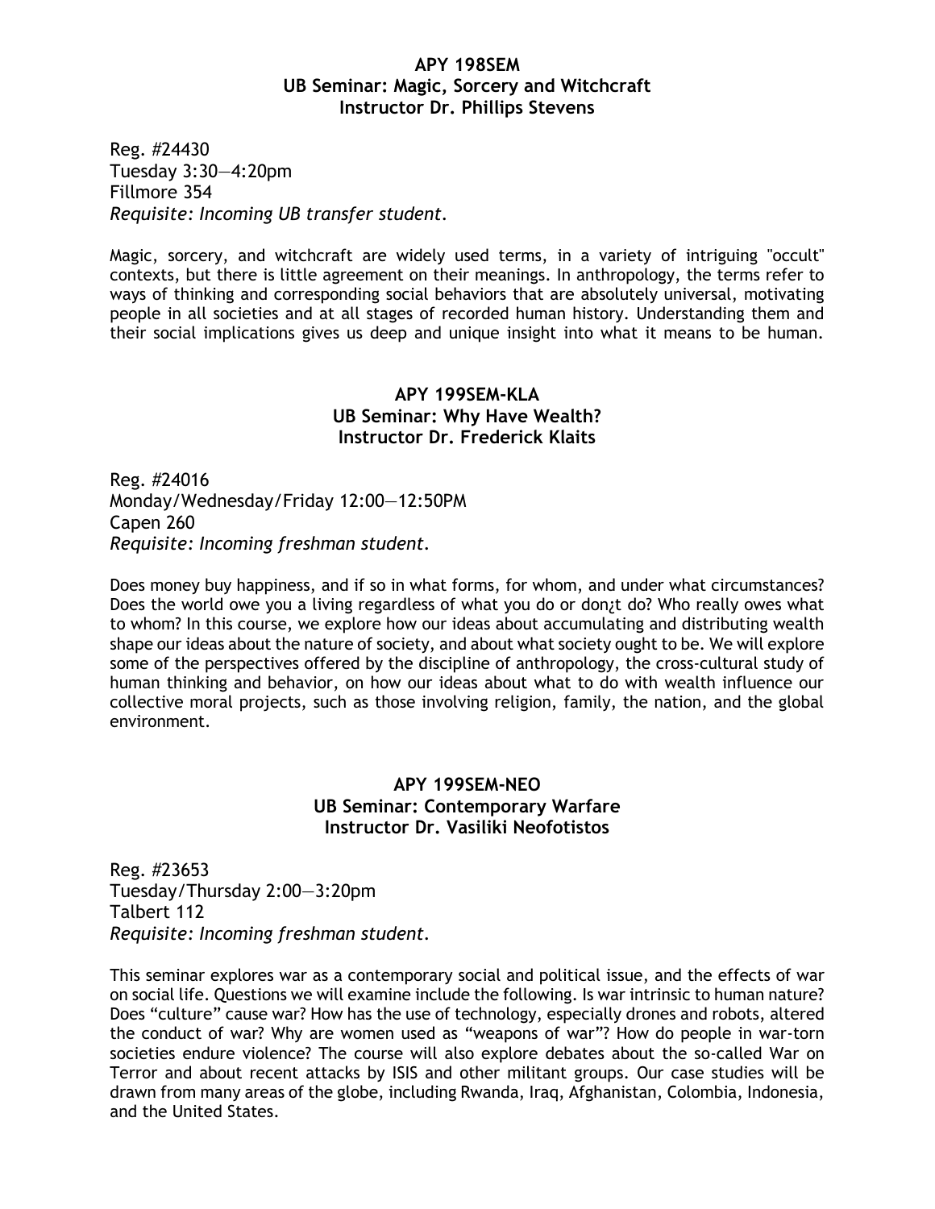### APY 198SEM
### UB Seminar: Magic, Sorcery and Witchcraft
### Instructor Dr. Phillips Stevens

Reg. #24430
Tuesday 3:30—4:20pm
Fillmore 354
*Requisite: Incoming UB transfer student.*

Magic, sorcery, and witchcraft are widely used terms, in a variety of intriguing "occult" contexts, but there is little agreement on their meanings. In anthropology, the terms refer to ways of thinking and corresponding social behaviors that are absolutely universal, motivating people in all societies and at all stages of recorded human history. Understanding them and their social implications gives us deep and unique insight into what it means to be human.

### APY 199SEM-KLA
### UB Seminar: Why Have Wealth?
### Instructor Dr. Frederick Klaits

Reg. #24016
Monday/Wednesday/Friday 12:00—12:50PM
Capen 260
*Requisite: Incoming freshman student.*

Does money buy happiness, and if so in what forms, for whom, and under what circumstances? Does the world owe you a living regardless of what you do or don¿t do? Who really owes what to whom? In this course, we explore how our ideas about accumulating and distributing wealth shape our ideas about the nature of society, and about what society ought to be. We will explore some of the perspectives offered by the discipline of anthropology, the cross-cultural study of human thinking and behavior, on how our ideas about what to do with wealth influence our collective moral projects, such as those involving religion, family, the nation, and the global environment.

### APY 199SEM-NEO
### UB Seminar: Contemporary Warfare
### Instructor Dr. Vasiliki Neofotistos

Reg. #23653
Tuesday/Thursday 2:00—3:20pm
Talbert 112
*Requisite: Incoming freshman student.*

This seminar explores war as a contemporary social and political issue, and the effects of war on social life. Questions we will examine include the following. Is war intrinsic to human nature? Does "culture" cause war? How has the use of technology, especially drones and robots, altered the conduct of war? Why are women used as "weapons of war"? How do people in war-torn societies endure violence? The course will also explore debates about the so-called War on Terror and about recent attacks by ISIS and other militant groups. Our case studies will be drawn from many areas of the globe, including Rwanda, Iraq, Afghanistan, Colombia, Indonesia, and the United States.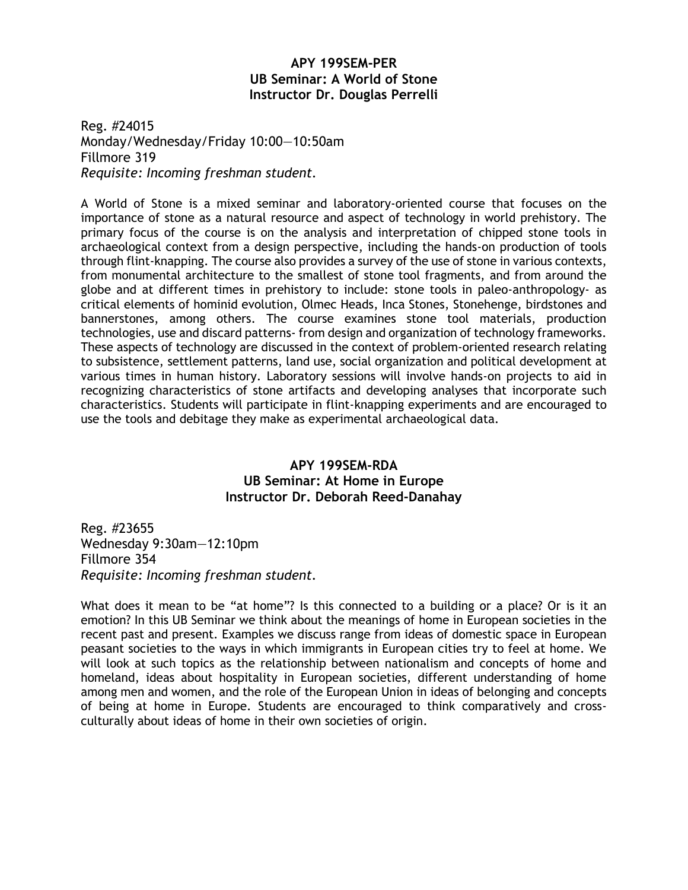**APY 199SEM-PER**
**UB Seminar: A World of Stone**
**Instructor Dr. Douglas Perrelli**

Reg. #24015
Monday/Wednesday/Friday 10:00—10:50am
Fillmore 319
*Requisite: Incoming freshman student.*

A World of Stone is a mixed seminar and laboratory-oriented course that focuses on the importance of stone as a natural resource and aspect of technology in world prehistory. The primary focus of the course is on the analysis and interpretation of chipped stone tools in archaeological context from a design perspective, including the hands-on production of tools through flint-knapping. The course also provides a survey of the use of stone in various contexts, from monumental architecture to the smallest of stone tool fragments, and from around the globe and at different times in prehistory to include: stone tools in paleo-anthropology- as critical elements of hominid evolution, Olmec Heads, Inca Stones, Stonehenge, birdstones and bannerstones, among others. The course examines stone tool materials, production technologies, use and discard patterns- from design and organization of technology frameworks. These aspects of technology are discussed in the context of problem-oriented research relating to subsistence, settlement patterns, land use, social organization and political development at various times in human history. Laboratory sessions will involve hands-on projects to aid in recognizing characteristics of stone artifacts and developing analyses that incorporate such characteristics. Students will participate in flint-knapping experiments and are encouraged to use the tools and debitage they make as experimental archaeological data.

**APY 199SEM-RDA**
**UB Seminar: At Home in Europe**
**Instructor Dr. Deborah Reed-Danahay**

Reg. #23655
Wednesday 9:30am—12:10pm
Fillmore 354
*Requisite: Incoming freshman student.*

What does it mean to be "at home"? Is this connected to a building or a place? Or is it an emotion? In this UB Seminar we think about the meanings of home in European societies in the recent past and present. Examples we discuss range from ideas of domestic space in European peasant societies to the ways in which immigrants in European cities try to feel at home. We will look at such topics as the relationship between nationalism and concepts of home and homeland, ideas about hospitality in European societies, different understanding of home among men and women, and the role of the European Union in ideas of belonging and concepts of being at home in Europe. Students are encouraged to think comparatively and cross-culturally about ideas of home in their own societies of origin.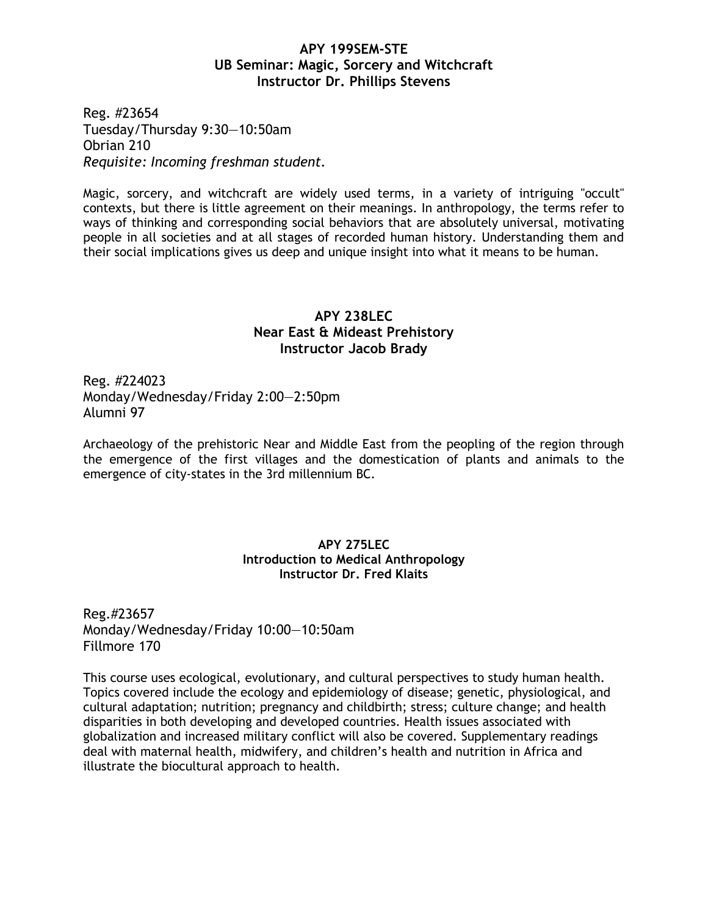**APY 199SEM-STE**
**UB Seminar: Magic, Sorcery and Witchcraft**
**Instructor Dr. Phillips Stevens**

Reg. #23654
Tuesday/Thursday 9:30—10:50am
Obrian 210
*Requisite: Incoming freshman student.*

Magic, sorcery, and witchcraft are widely used terms, in a variety of intriguing "occult" contexts, but there is little agreement on their meanings. In anthropology, the terms refer to ways of thinking and corresponding social behaviors that are absolutely universal, motivating people in all societies and at all stages of recorded human history. Understanding them and their social implications gives us deep and unique insight into what it means to be human.

**APY 238LEC**
**Near East & Mideast Prehistory**
**Instructor Jacob Brady**

Reg. #224023
Monday/Wednesday/Friday 2:00—2:50pm
Alumni 97

Archaeology of the prehistoric Near and Middle East from the peopling of the region through the emergence of the first villages and the domestication of plants and animals to the emergence of city-states in the 3rd millennium BC.

**APY 275LEC**
**Introduction to Medical Anthropology**
**Instructor Dr. Fred Klaits**

Reg.#23657
Monday/Wednesday/Friday 10:00—10:50am
Fillmore 170

This course uses ecological, evolutionary, and cultural perspectives to study human health. Topics covered include the ecology and epidemiology of disease; genetic, physiological, and cultural adaptation; nutrition; pregnancy and childbirth; stress; culture change; and health disparities in both developing and developed countries. Health issues associated with globalization and increased military conflict will also be covered. Supplementary readings deal with maternal health, midwifery, and children's health and nutrition in Africa and illustrate the biocultural approach to health.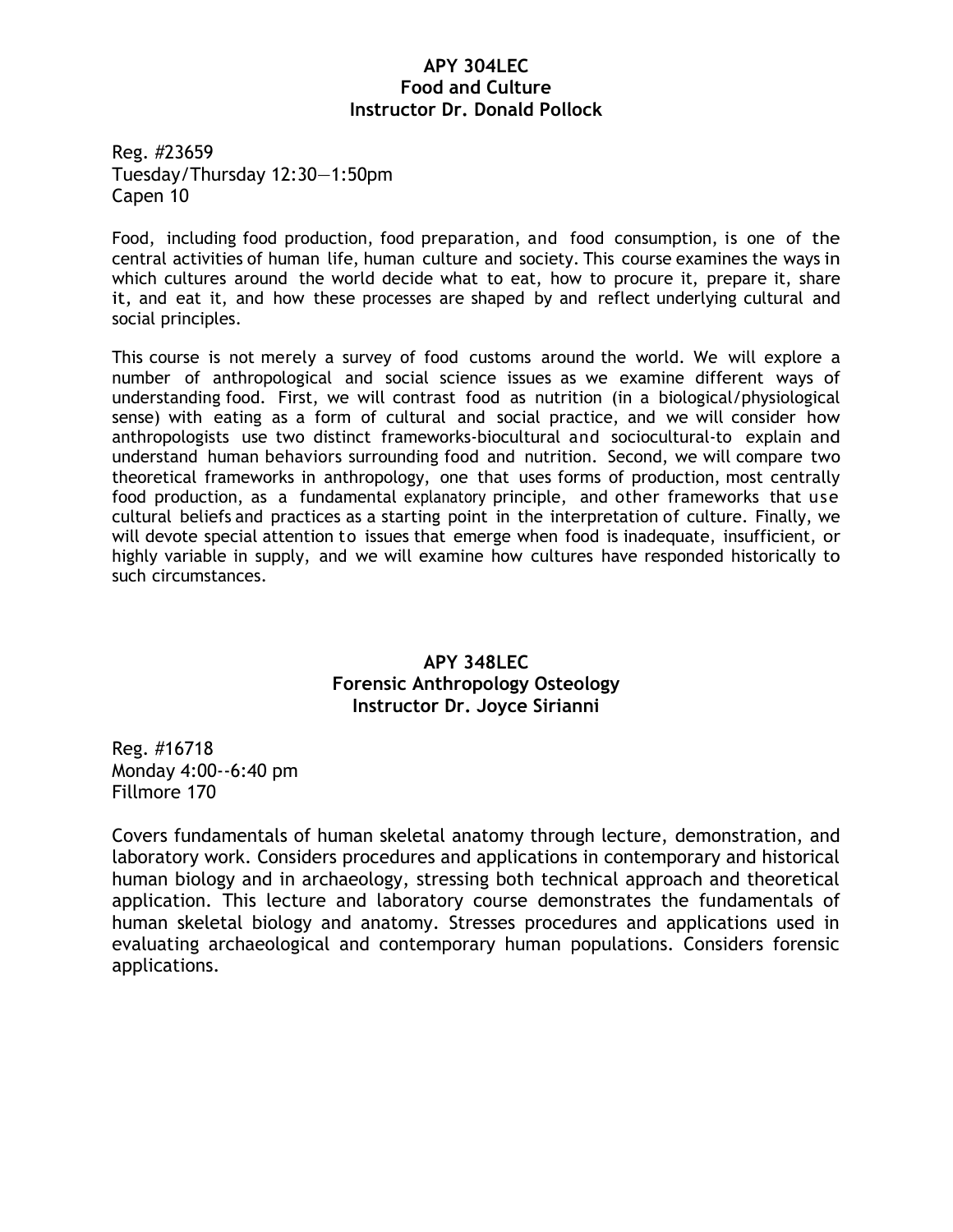**APY 304LEC**
**Food and Culture**
**Instructor Dr. Donald Pollock**

Reg. #23659
Tuesday/Thursday 12:30—1:50pm
Capen 10

Food, including food production, food preparation, and food consumption, is one of the central activities of human life, human culture and society. This course examines the ways in which cultures around the world decide what to eat, how to procure it, prepare it, share it, and eat it, and how these processes are shaped by and reflect underlying cultural and social principles.

This course is not merely a survey of food customs around the world. We will explore a number of anthropological and social science issues as we examine different ways of understanding food. First, we will contrast food as nutrition (in a biological/physiological sense) with eating as a form of cultural and social practice, and we will consider how anthropologists use two distinct frameworks-biocultural and sociocultural-to explain and understand human behaviors surrounding food and nutrition. Second, we will compare two theoretical frameworks in anthropology, one that uses forms of production, most centrally food production, as a fundamental explanatory principle, and other frameworks that use cultural beliefs and practices as a starting point in the interpretation of culture. Finally, we will devote special attention to issues that emerge when food is inadequate, insufficient, or highly variable in supply, and we will examine how cultures have responded historically to such circumstances.

**APY 348LEC**
**Forensic Anthropology Osteology**
**Instructor Dr. Joyce Sirianni**

Reg. #16718
Monday 4:00--6:40 pm
Fillmore 170

Covers fundamentals of human skeletal anatomy through lecture, demonstration, and laboratory work. Considers procedures and applications in contemporary and historical human biology and in archaeology, stressing both technical approach and theoretical application. This lecture and laboratory course demonstrates the fundamentals of human skeletal biology and anatomy. Stresses procedures and applications used in evaluating archaeological and contemporary human populations. Considers forensic applications.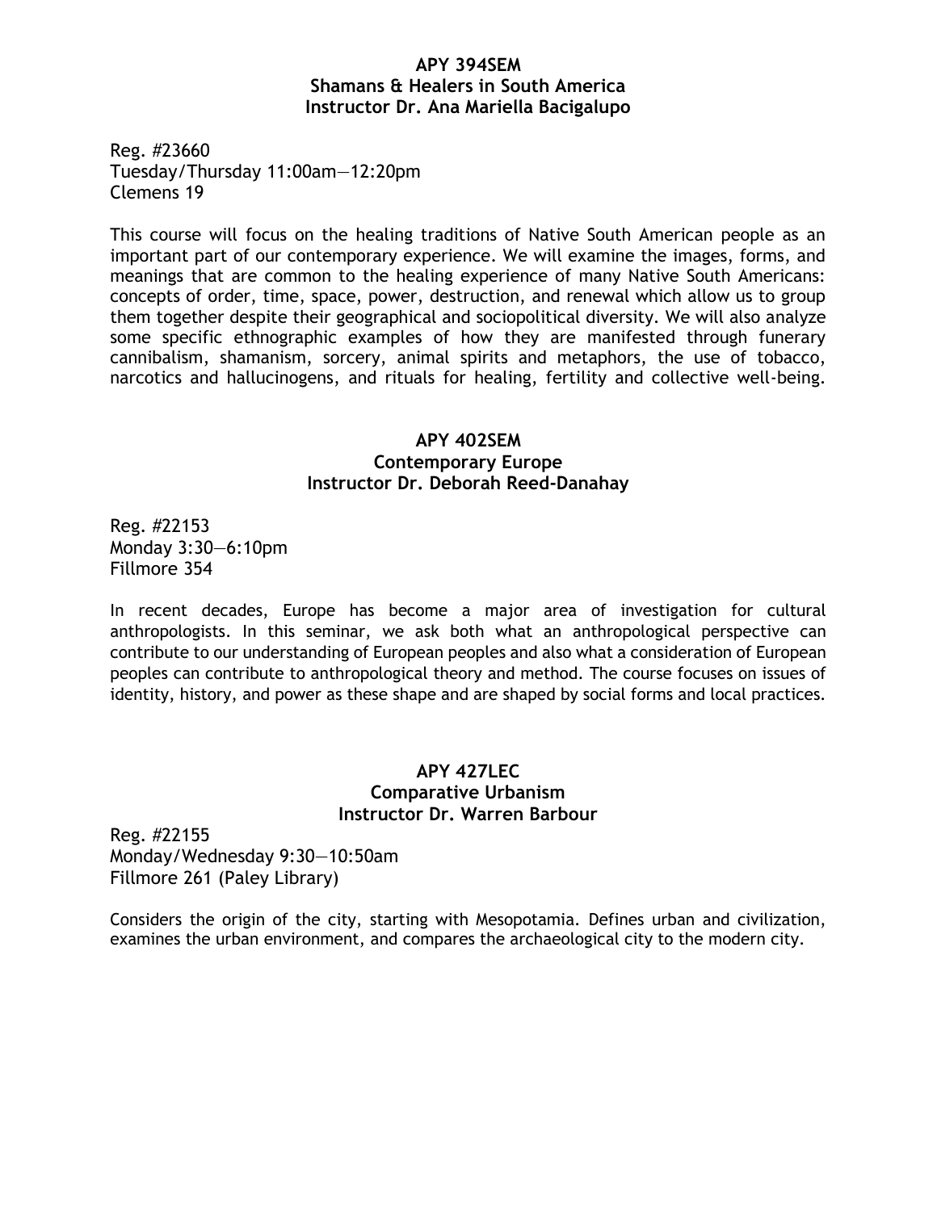**APY 394SEM**
**Shamans & Healers in South America**
**Instructor Dr. Ana Mariella Bacigalupo**

Reg. #23660
Tuesday/Thursday 11:00am—12:20pm
Clemens 19

This course will focus on the healing traditions of Native South American people as an important part of our contemporary experience. We will examine the images, forms, and meanings that are common to the healing experience of many Native South Americans: concepts of order, time, space, power, destruction, and renewal which allow us to group them together despite their geographical and sociopolitical diversity. We will also analyze some specific ethnographic examples of how they are manifested through funerary cannibalism, shamanism, sorcery, animal spirits and metaphors, the use of tobacco, narcotics and hallucinogens, and rituals for healing, fertility and collective well-being.

**APY 402SEM**
**Contemporary Europe**
**Instructor Dr. Deborah Reed-Danahay**

Reg. #22153
Monday 3:30—6:10pm
Fillmore 354

In recent decades, Europe has become a major area of investigation for cultural anthropologists. In this seminar, we ask both what an anthropological perspective can contribute to our understanding of European peoples and also what a consideration of European peoples can contribute to anthropological theory and method. The course focuses on issues of identity, history, and power as these shape and are shaped by social forms and local practices.

**APY 427LEC**
**Comparative Urbanism**
**Instructor Dr. Warren Barbour**

Reg. #22155
Monday/Wednesday 9:30—10:50am
Fillmore 261 (Paley Library)

Considers the origin of the city, starting with Mesopotamia. Defines urban and civilization, examines the urban environment, and compares the archaeological city to the modern city.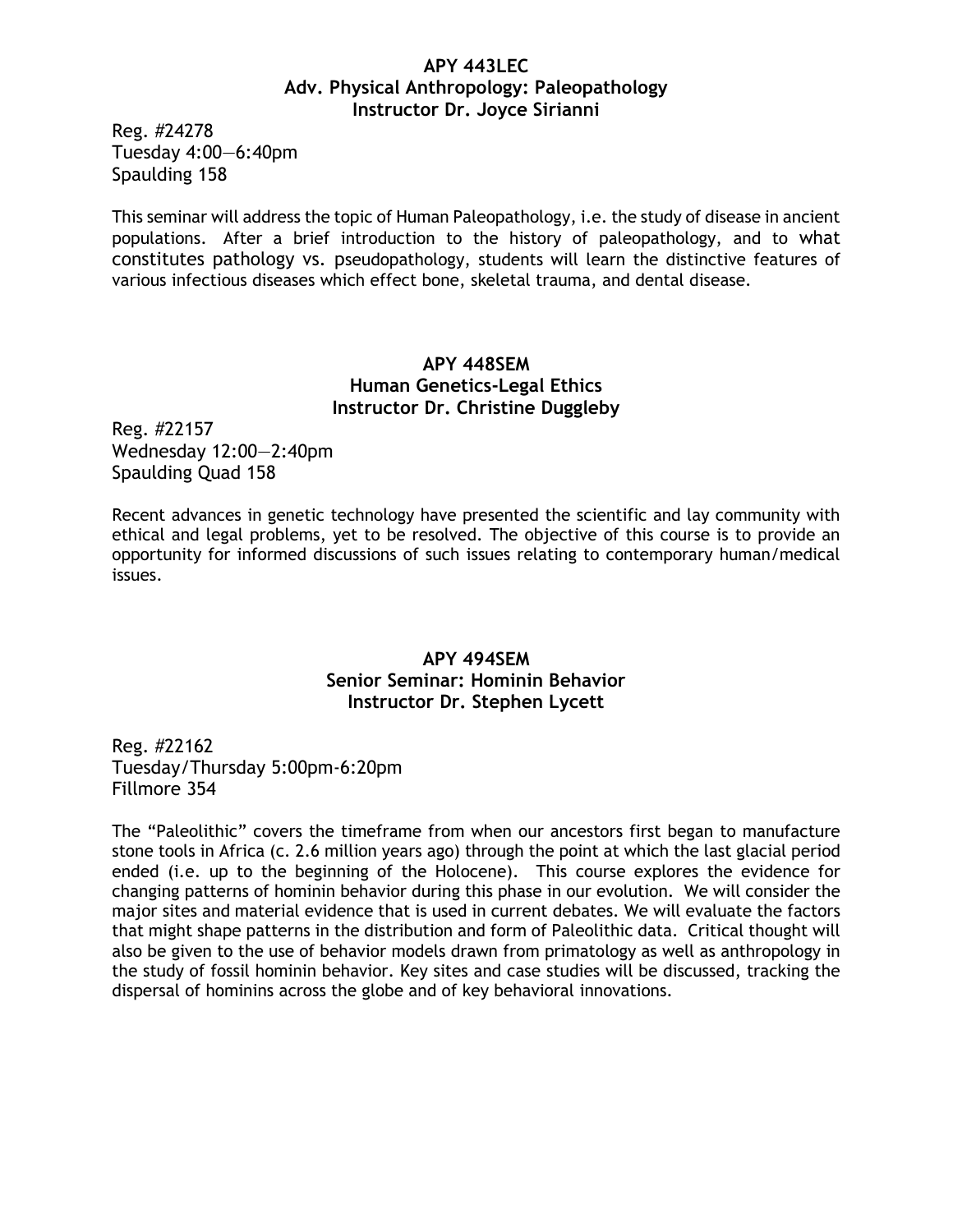**APY 443LEC**
**Adv. Physical Anthropology: Paleopathology**
**Instructor Dr. Joyce Sirianni**

Reg. #24278
Tuesday 4:00—6:40pm
Spaulding 158

This seminar will address the topic of Human Paleopathology, i.e. the study of disease in ancient populations. After a brief introduction to the history of paleopathology, and to what constitutes pathology vs. pseudopathology, students will learn the distinctive features of various infectious diseases which effect bone, skeletal trauma, and dental disease.

**APY 448SEM**
**Human Genetics-Legal Ethics**
**Instructor Dr. Christine Duggleby**

Reg. #22157
Wednesday 12:00—2:40pm
Spaulding Quad 158

Recent advances in genetic technology have presented the scientific and lay community with ethical and legal problems, yet to be resolved. The objective of this course is to provide an opportunity for informed discussions of such issues relating to contemporary human/medical issues.

**APY 494SEM**
**Senior Seminar: Hominin Behavior**
**Instructor Dr. Stephen Lycett**

Reg. #22162
Tuesday/Thursday 5:00pm-6:20pm
Fillmore 354

The "Paleolithic" covers the timeframe from when our ancestors first began to manufacture stone tools in Africa (c. 2.6 million years ago) through the point at which the last glacial period ended (i.e. up to the beginning of the Holocene). This course explores the evidence for changing patterns of hominin behavior during this phase in our evolution. We will consider the major sites and material evidence that is used in current debates. We will evaluate the factors that might shape patterns in the distribution and form of Paleolithic data. Critical thought will also be given to the use of behavior models drawn from primatology as well as anthropology in the study of fossil hominin behavior. Key sites and case studies will be discussed, tracking the dispersal of hominins across the globe and of key behavioral innovations.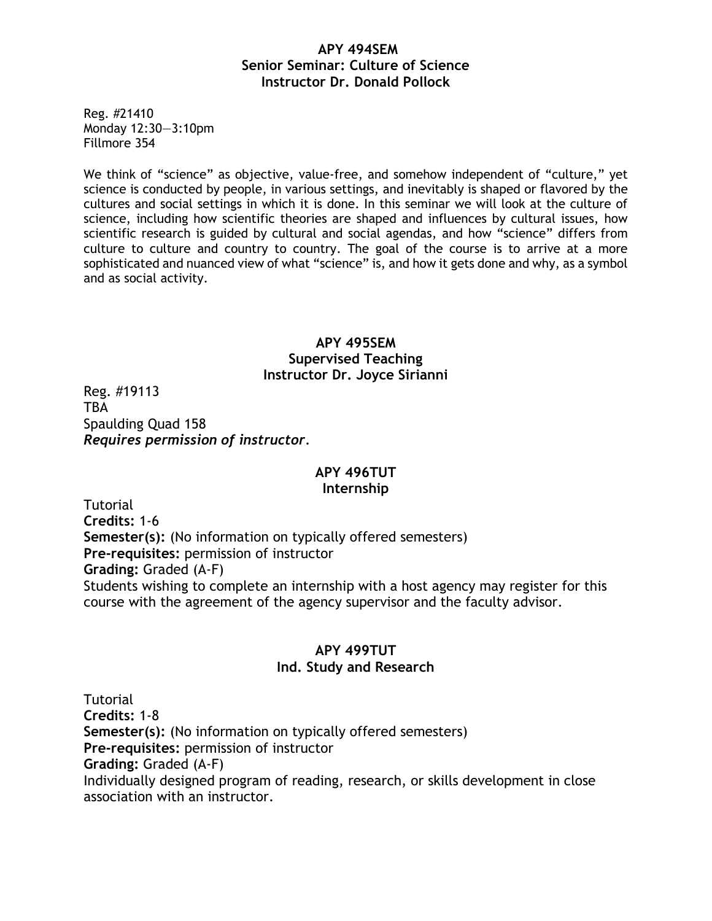## APY 494SEM
### Senior Seminar: Culture of Science
### Instructor Dr. Donald Pollock

Reg. #21410
Monday 12:30—3:10pm
Fillmore 354

We think of "science" as objective, value-free, and somehow independent of "culture," yet science is conducted by people, in various settings, and inevitably is shaped or flavored by the cultures and social settings in which it is done. In this seminar we will look at the culture of science, including how scientific theories are shaped and influences by cultural issues, how scientific research is guided by cultural and social agendas, and how "science" differs from culture to culture and country to country. The goal of the course is to arrive at a more sophisticated and nuanced view of what "science" is, and how it gets done and why, as a symbol and as social activity.

## APY 495SEM
### Supervised Teaching
### Instructor Dr. Joyce Sirianni

Reg. #19113
TBA
Spaulding Quad 158
***Requires permission of instructor*.**

## APY 496TUT
### Internship

Tutorial
**Credits:** 1-6
**Semester(s):** (No information on typically offered semesters)
**Pre-requisites:** permission of instructor
**Grading:** Graded (A-F)
Students wishing to complete an internship with a host agency may register for this course with the agreement of the agency supervisor and the faculty advisor.

## APY 499TUT
### Ind. Study and Research

Tutorial
**Credits:** 1-8
**Semester(s):** (No information on typically offered semesters)
**Pre-requisites:** permission of instructor
**Grading:** Graded (A-F)
Individually designed program of reading, research, or skills development in close association with an instructor.